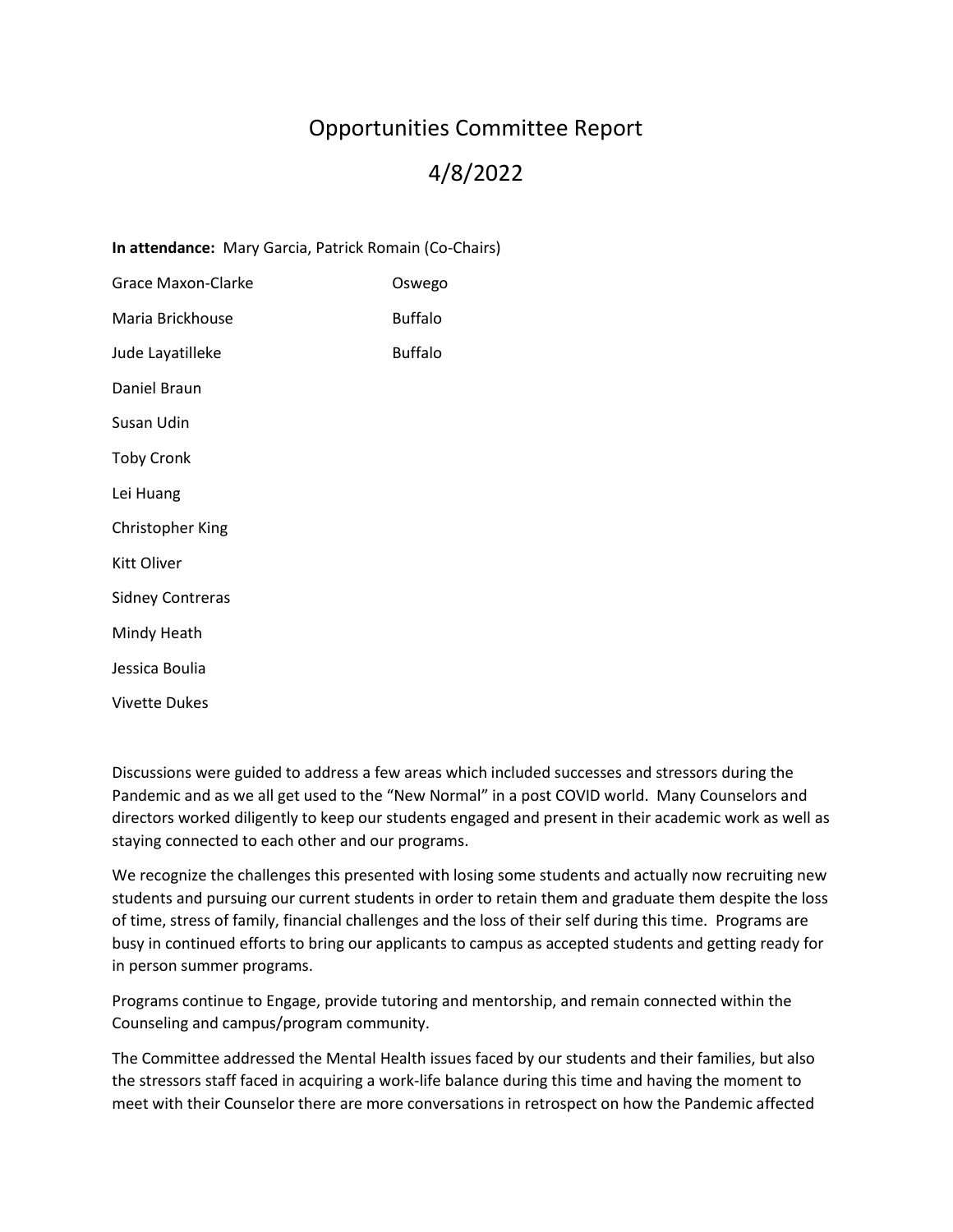# Opportunities Committee Report

## 4/8/2022

**In attendance:** Mary Garcia, Patrick Romain (Co-Chairs)

| | |
|---|---|
| Grace Maxon-Clarke | Oswego |
| Maria Brickhouse | Buffalo |
| Jude Layatilleke | Buffalo |
| Daniel Braun | |
| Susan Udin | |
| Toby Cronk | |
| Lei Huang | |
| Christopher King | |
| Kitt Oliver | |
| Sidney Contreras | |
| Mindy Heath | |
| Jessica Boulia | |
| Vivette Dukes | |

Discussions were guided to address a few areas which included successes and stressors during the Pandemic and as we all get used to the "New Normal" in a post COVID world. Many Counselors and directors worked diligently to keep our students engaged and present in their academic work as well as staying connected to each other and our programs.

We recognize the challenges this presented with losing some students and actually now recruiting new students and pursuing our current students in order to retain them and graduate them despite the loss of time, stress of family, financial challenges and the loss of their self during this time. Programs are busy in continued efforts to bring our applicants to campus as accepted students and getting ready for in person summer programs.

Programs continue to Engage, provide tutoring and mentorship, and remain connected within the Counseling and campus/program community.

The Committee addressed the Mental Health issues faced by our students and their families, but also the stressors staff faced in acquiring a work-life balance during this time and having the moment to meet with their Counselor there are more conversations in retrospect on how the Pandemic affected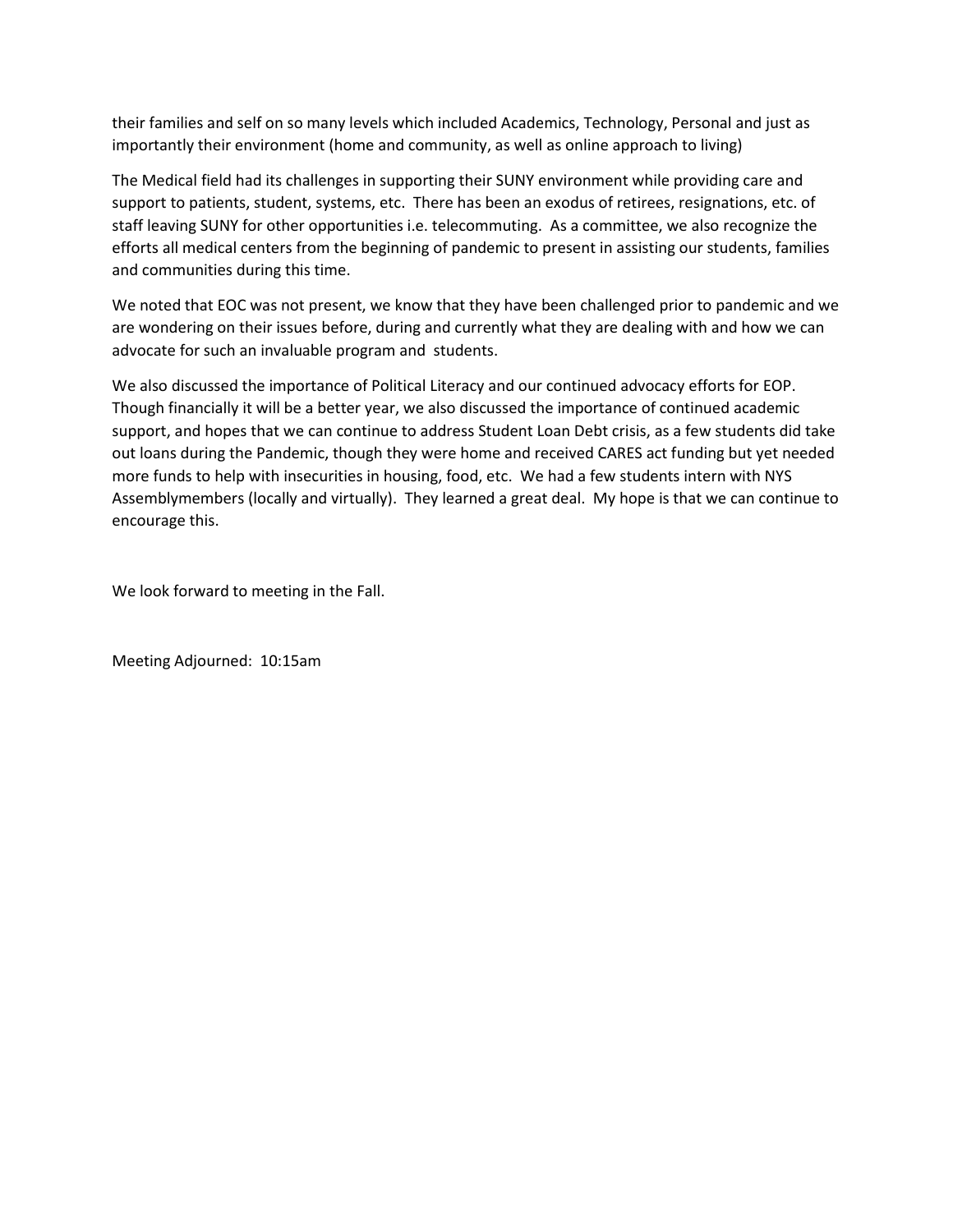their families and self on so many levels which included Academics, Technology, Personal and just as importantly their environment (home and community, as well as online approach to living)

The Medical field had its challenges in supporting their SUNY environment while providing care and support to patients, student, systems, etc. There has been an exodus of retirees, resignations, etc. of staff leaving SUNY for other opportunities i.e. telecommuting. As a committee, we also recognize the efforts all medical centers from the beginning of pandemic to present in assisting our students, families and communities during this time.

We noted that EOC was not present, we know that they have been challenged prior to pandemic and we are wondering on their issues before, during and currently what they are dealing with and how we can advocate for such an invaluable program and students.

We also discussed the importance of Political Literacy and our continued advocacy efforts for EOP. Though financially it will be a better year, we also discussed the importance of continued academic support, and hopes that we can continue to address Student Loan Debt crisis, as a few students did take out loans during the Pandemic, though they were home and received CARES act funding but yet needed more funds to help with insecurities in housing, food, etc. We had a few students intern with NYS Assemblymembers (locally and virtually). They learned a great deal. My hope is that we can continue to encourage this.

We look forward to meeting in the Fall.

Meeting Adjourned: 10:15am